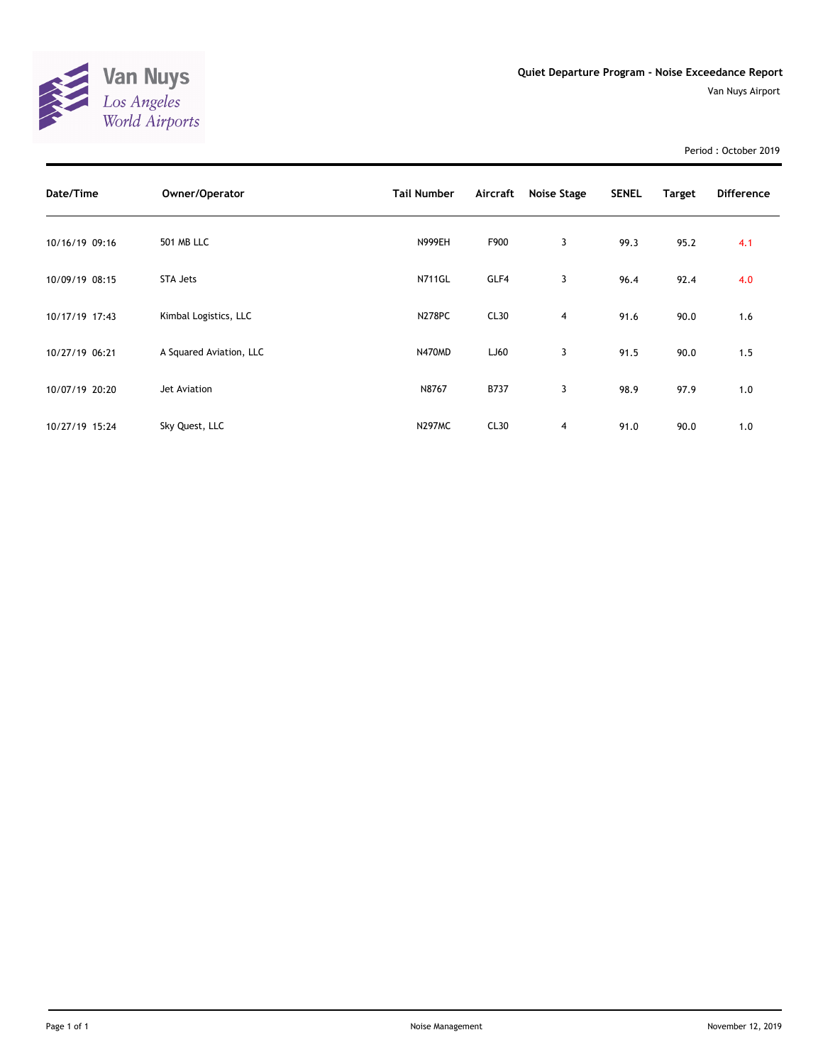Van Nuys
Los Angeles
World Airports

# Quiet Departure Program - Noise Exceedance Report

Van Nuys Airport

Period : October 2019

| Date/Time | Owner/Operator | Tail Number | Aircraft | Noise Stage | SENEL | Target | Difference |
|---|---|---|---|---|---|---|---|
| 10/16/19 09:16 | 501 MB LLC | N999EH | F900 | 3 | 99.3 | 95.2 | 4.1 |
| 10/09/19 08:15 | STA Jets | N711GL | GLF4 | 3 | 96.4 | 92.4 | 4.0 |
| 10/17/19 17:43 | Kimbal Logistics, LLC | N278PC | CL30 | 4 | 91.6 | 90.0 | 1.6 |
| 10/27/19 06:21 | A Squared Aviation, LLC | N470MD | LJ60 | 3 | 91.5 | 90.0 | 1.5 |
| 10/07/19 20:20 | Jet Aviation | N8767 | B737 | 3 | 98.9 | 97.9 | 1.0 |
| 10/27/19 15:24 | Sky Quest, LLC | N297MC | CL30 | 4 | 91.0 | 90.0 | 1.0 |

Noise Management

November 12, 2019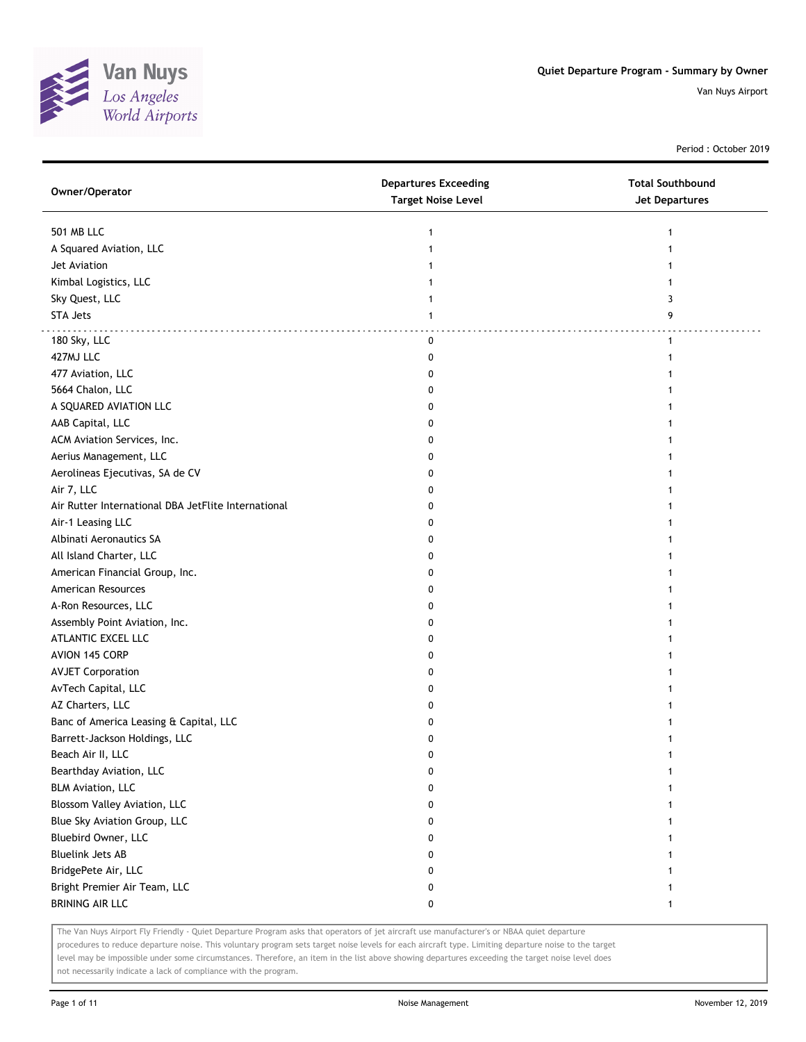# Quiet Departure Program - Summary by Owner

Van Nuys Airport

Period : October 2019

| Owner/Operator | Departures Exceeding Target Noise Level | Total Southbound Jet Departures |
|---|---|---|
| 501 MB LLC | 1 | 1 |
| A Squared Aviation, LLC | 1 | 1 |
| Jet Aviation | 1 | 1 |
| Kimbal Logistics, LLC | 1 | 1 |
| Sky Quest, LLC | 1 | 3 |
| STA Jets | 1 | 9 |
| 180 Sky, LLC | 0 | 1 |
| 427MJ LLC | 0 | 1 |
| 477 Aviation, LLC | 0 | 1 |
| 5664 Chalon, LLC | 0 | 1 |
| A SQUARED AVIATION LLC | 0 | 1 |
| AAB Capital, LLC | 0 | 1 |
| ACM Aviation Services, Inc. | 0 | 1 |
| Aerius Management, LLC | 0 | 1 |
| Aerolineas Ejecutivas, SA de CV | 0 | 1 |
| Air 7, LLC | 0 | 1 |
| Air Rutter International DBA JetFlite International | 0 | 1 |
| Air-1 Leasing LLC | 0 | 1 |
| Albinati Aeronautics SA | 0 | 1 |
| All Island Charter, LLC | 0 | 1 |
| American Financial Group, Inc. | 0 | 1 |
| American Resources | 0 | 1 |
| A-Ron Resources, LLC | 0 | 1 |
| Assembly Point Aviation, Inc. | 0 | 1 |
| ATLANTIC EXCEL LLC | 0 | 1 |
| AVION 145 CORP | 0 | 1 |
| AVJET Corporation | 0 | 1 |
| AvTech Capital, LLC | 0 | 1 |
| AZ Charters, LLC | 0 | 1 |
| Banc of America Leasing & Capital, LLC | 0 | 1 |
| Barrett-Jackson Holdings, LLC | 0 | 1 |
| Beach Air II, LLC | 0 | 1 |
| Bearthday Aviation, LLC | 0 | 1 |
| BLM Aviation, LLC | 0 | 1 |
| Blossom Valley Aviation, LLC | 0 | 1 |
| Blue Sky Aviation Group, LLC | 0 | 1 |
| Bluebird Owner, LLC | 0 | 1 |
| Bluelink Jets AB | 0 | 1 |
| BridgePete Air, LLC | 0 | 1 |
| Bright Premier Air Team, LLC | 0 | 1 |
| BRINING AIR LLC | 0 | 1 |

The Van Nuys Airport Fly Friendly - Quiet Departure Program asks that operators of jet aircraft use manufacturer's or NBAA quiet departure procedures to reduce departure noise. This voluntary program sets target noise levels for each aircraft type. Limiting departure noise to the target level may be impossible under some circumstances. Therefore, an item in the list above showing departures exceeding the target noise level does not necessarily indicate a lack of compliance with the program.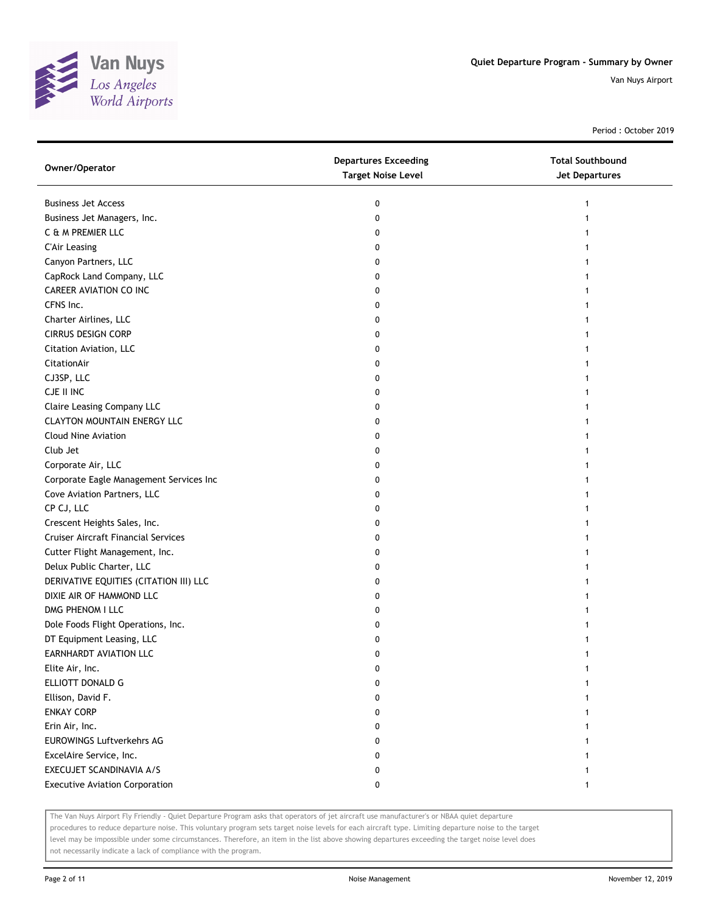Quiet Departure Program - Summary by Owner

Van Nuys Airport

Period : October 2019

| Owner/Operator | Departures Exceeding Target Noise Level | Total Southbound Jet Departures |
|---|---|---|
| Business Jet Access | 0 | 1 |
| Business Jet Managers, Inc. | 0 | 1 |
| C & M PREMIER LLC | 0 | 1 |
| C'Air Leasing | 0 | 1 |
| Canyon Partners, LLC | 0 | 1 |
| CapRock Land Company, LLC | 0 | 1 |
| CAREER AVIATION CO INC | 0 | 1 |
| CFNS Inc. | 0 | 1 |
| Charter Airlines, LLC | 0 | 1 |
| CIRRUS DESIGN CORP | 0 | 1 |
| Citation Aviation, LLC | 0 | 1 |
| CitationAir | 0 | 1 |
| CJ3SP, LLC | 0 | 1 |
| CJE II INC | 0 | 1 |
| Claire Leasing Company LLC | 0 | 1 |
| CLAYTON MOUNTAIN ENERGY LLC | 0 | 1 |
| Cloud Nine Aviation | 0 | 1 |
| Club Jet | 0 | 1 |
| Corporate Air, LLC | 0 | 1 |
| Corporate Eagle Management Services Inc | 0 | 1 |
| Cove Aviation Partners, LLC | 0 | 1 |
| CP CJ, LLC | 0 | 1 |
| Crescent Heights Sales, Inc. | 0 | 1 |
| Cruiser Aircraft Financial Services | 0 | 1 |
| Cutter Flight Management, Inc. | 0 | 1 |
| Delux Public Charter, LLC | 0 | 1 |
| DERIVATIVE EQUITIES (CITATION III) LLC | 0 | 1 |
| DIXIE AIR OF HAMMOND LLC | 0 | 1 |
| DMG PHENOM I LLC | 0 | 1 |
| Dole Foods Flight Operations, Inc. | 0 | 1 |
| DT Equipment Leasing, LLC | 0 | 1 |
| EARNHARDT AVIATION LLC | 0 | 1 |
| Elite Air, Inc. | 0 | 1 |
| ELLIOTT DONALD G | 0 | 1 |
| Ellison, David F. | 0 | 1 |
| ENKAY CORP | 0 | 1 |
| Erin Air, Inc. | 0 | 1 |
| EUROWINGS Luftverkehrs AG | 0 | 1 |
| ExcelAire Service, Inc. | 0 | 1 |
| EXECUJET SCANDINAVIA A/S | 0 | 1 |
| Executive Aviation Corporation | 0 | 1 |

The Van Nuys Airport Fly Friendly - Quiet Departure Program asks that operators of jet aircraft use manufacturer's or NBAA quiet departure procedures to reduce departure noise. This voluntary program sets target noise levels for each aircraft type. Limiting departure noise to the target level may be impossible under some circumstances. Therefore, an item in the list above showing departures exceeding the target noise level does not necessarily indicate a lack of compliance with the program.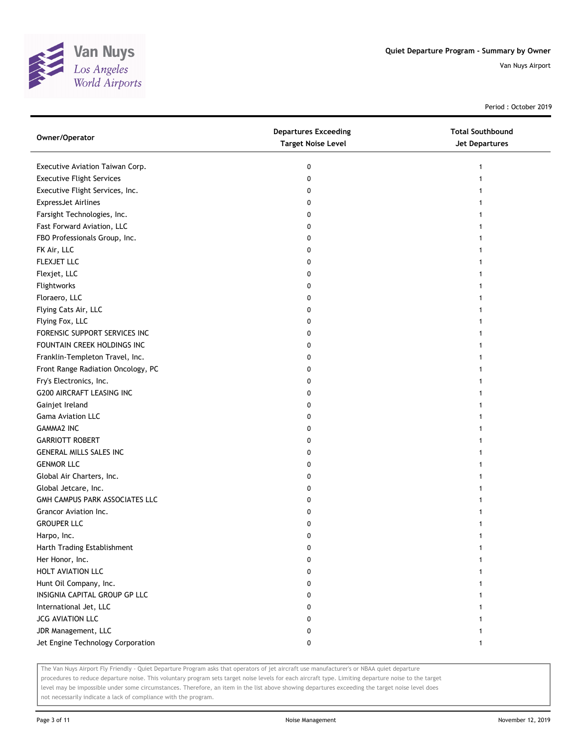Quiet Departure Program - Summary by Owner

Van Nuys Airport

Period : October 2019

| Owner/Operator | Departures Exceeding Target Noise Level | Total Southbound Jet Departures |
|---|---|---|
| Executive Aviation Taiwan Corp. | 0 | 1 |
| Executive Flight Services | 0 | 1 |
| Executive Flight Services, Inc. | 0 | 1 |
| ExpressJet Airlines | 0 | 1 |
| Farsight Technologies, Inc. | 0 | 1 |
| Fast Forward Aviation, LLC | 0 | 1 |
| FBO Professionals Group, Inc. | 0 | 1 |
| FK Air, LLC | 0 | 1 |
| FLEXJET LLC | 0 | 1 |
| Flexjet, LLC | 0 | 1 |
| Flightworks | 0 | 1 |
| Floraero, LLC | 0 | 1 |
| Flying Cats Air, LLC | 0 | 1 |
| Flying Fox, LLC | 0 | 1 |
| FORENSIC SUPPORT SERVICES INC | 0 | 1 |
| FOUNTAIN CREEK HOLDINGS INC | 0 | 1 |
| Franklin-Templeton Travel, Inc. | 0 | 1 |
| Front Range Radiation Oncology, PC | 0 | 1 |
| Fry's Electronics, Inc. | 0 | 1 |
| G200 AIRCRAFT LEASING INC | 0 | 1 |
| Gainjet Ireland | 0 | 1 |
| Gama Aviation LLC | 0 | 1 |
| GAMMA2 INC | 0 | 1 |
| GARRIOTT ROBERT | 0 | 1 |
| GENERAL MILLS SALES INC | 0 | 1 |
| GENMOR LLC | 0 | 1 |
| Global Air Charters, Inc. | 0 | 1 |
| Global Jetcare, Inc. | 0 | 1 |
| GMH CAMPUS PARK ASSOCIATES LLC | 0 | 1 |
| Grancor Aviation Inc. | 0 | 1 |
| GROUPER LLC | 0 | 1 |
| Harpo, Inc. | 0 | 1 |
| Harth Trading Establishment | 0 | 1 |
| Her Honor, Inc. | 0 | 1 |
| HOLT AVIATION LLC | 0 | 1 |
| Hunt Oil Company, Inc. | 0 | 1 |
| INSIGNIA CAPITAL GROUP GP LLC | 0 | 1 |
| International Jet, LLC | 0 | 1 |
| JCG AVIATION LLC | 0 | 1 |
| JDR Management, LLC | 0 | 1 |
| Jet Engine Technology Corporation | 0 | 1 |

The Van Nuys Airport Fly Friendly - Quiet Departure Program asks that operators of jet aircraft use manufacturer's or NBAA quiet departure procedures to reduce departure noise. This voluntary program sets target noise levels for each aircraft type. Limiting departure noise to the target level may be impossible under some circumstances. Therefore, an item in the list above showing departures exceeding the target noise level does not necessarily indicate a lack of compliance with the program.

Noise Management

November 12, 2019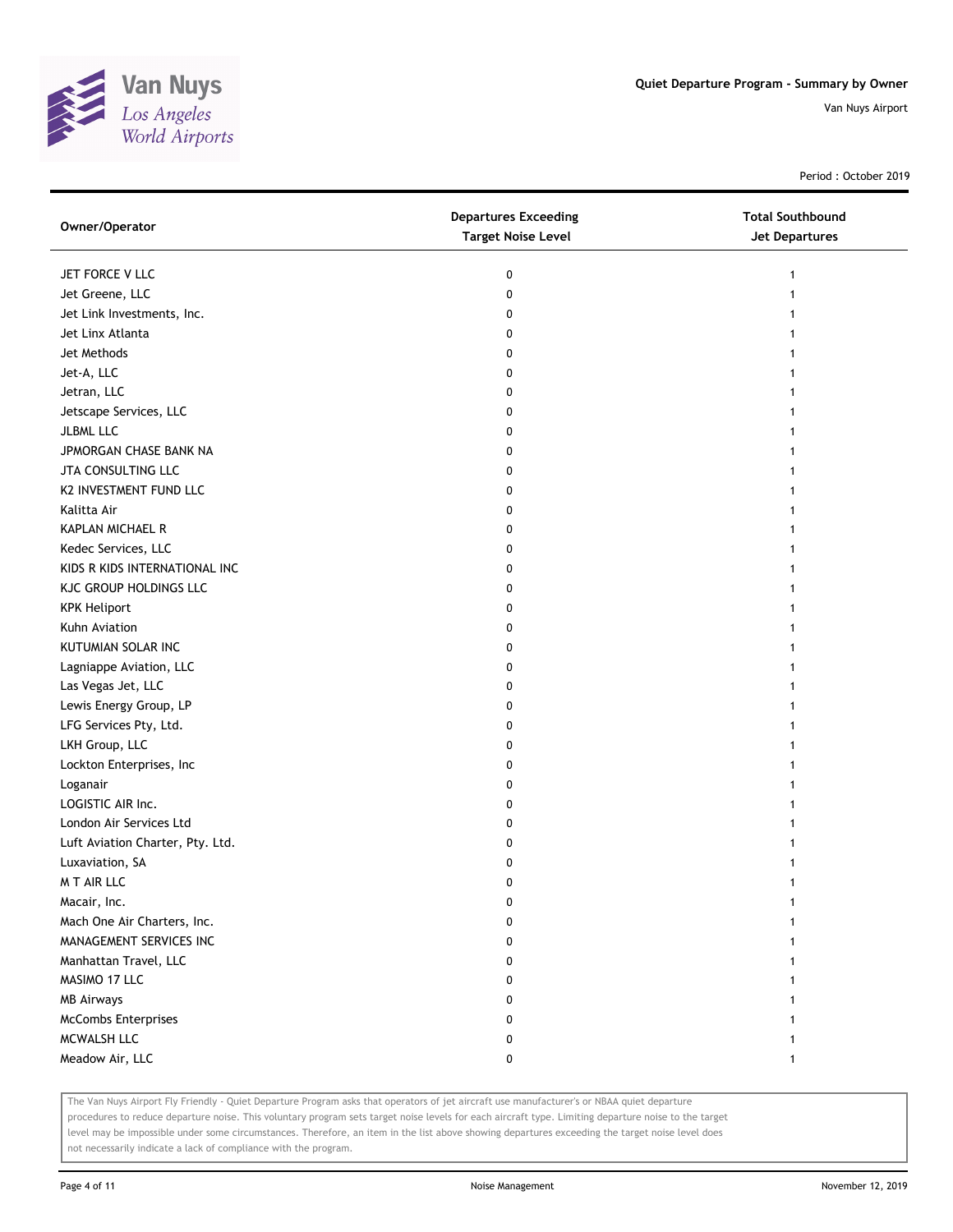**Quiet Departure Program - Summary by Owner**

Van Nuys Airport

Period : October 2019

| Owner/Operator | Departures Exceeding Target Noise Level | Total Southbound Jet Departures |
|---|---|---|
| JET FORCE V LLC | 0 | 1 |
| Jet Greene, LLC | 0 | 1 |
| Jet Link Investments, Inc. | 0 | 1 |
| Jet Linx Atlanta | 0 | 1 |
| Jet Methods | 0 | 1 |
| Jet-A, LLC | 0 | 1 |
| Jetran, LLC | 0 | 1 |
| Jetscape Services, LLC | 0 | 1 |
| JLBML LLC | 0 | 1 |
| JPMORGAN CHASE BANK NA | 0 | 1 |
| JTA CONSULTING LLC | 0 | 1 |
| K2 INVESTMENT FUND LLC | 0 | 1 |
| Kalitta Air | 0 | 1 |
| KAPLAN MICHAEL R | 0 | 1 |
| Kedec Services, LLC | 0 | 1 |
| KIDS R KIDS INTERNATIONAL INC | 0 | 1 |
| KJC GROUP HOLDINGS LLC | 0 | 1 |
| KPK Heliport | 0 | 1 |
| Kuhn Aviation | 0 | 1 |
| KUTUMIAN SOLAR INC | 0 | 1 |
| Lagniappe Aviation, LLC | 0 | 1 |
| Las Vegas Jet, LLC | 0 | 1 |
| Lewis Energy Group, LP | 0 | 1 |
| LFG Services Pty, Ltd. | 0 | 1 |
| LKH Group, LLC | 0 | 1 |
| Lockton Enterprises, Inc | 0 | 1 |
| Loganair | 0 | 1 |
| LOGISTIC AIR Inc. | 0 | 1 |
| London Air Services Ltd | 0 | 1 |
| Luft Aviation Charter, Pty. Ltd. | 0 | 1 |
| Luxaviation, SA | 0 | 1 |
| M T AIR LLC | 0 | 1 |
| Macair, Inc. | 0 | 1 |
| Mach One Air Charters, Inc. | 0 | 1 |
| MANAGEMENT SERVICES INC | 0 | 1 |
| Manhattan Travel, LLC | 0 | 1 |
| MASIMO 17 LLC | 0 | 1 |
| MB Airways | 0 | 1 |
| McCombs Enterprises | 0 | 1 |
| MCWALSH LLC | 0 | 1 |
| Meadow Air, LLC | 0 | 1 |

The Van Nuys Airport Fly Friendly - Quiet Departure Program asks that operators of jet aircraft use manufacturer's or NBAA quiet departure procedures to reduce departure noise. This voluntary program sets target noise levels for each aircraft type. Limiting departure noise to the target level may be impossible under some circumstances. Therefore, an item in the list above showing departures exceeding the target noise level does not necessarily indicate a lack of compliance with the program.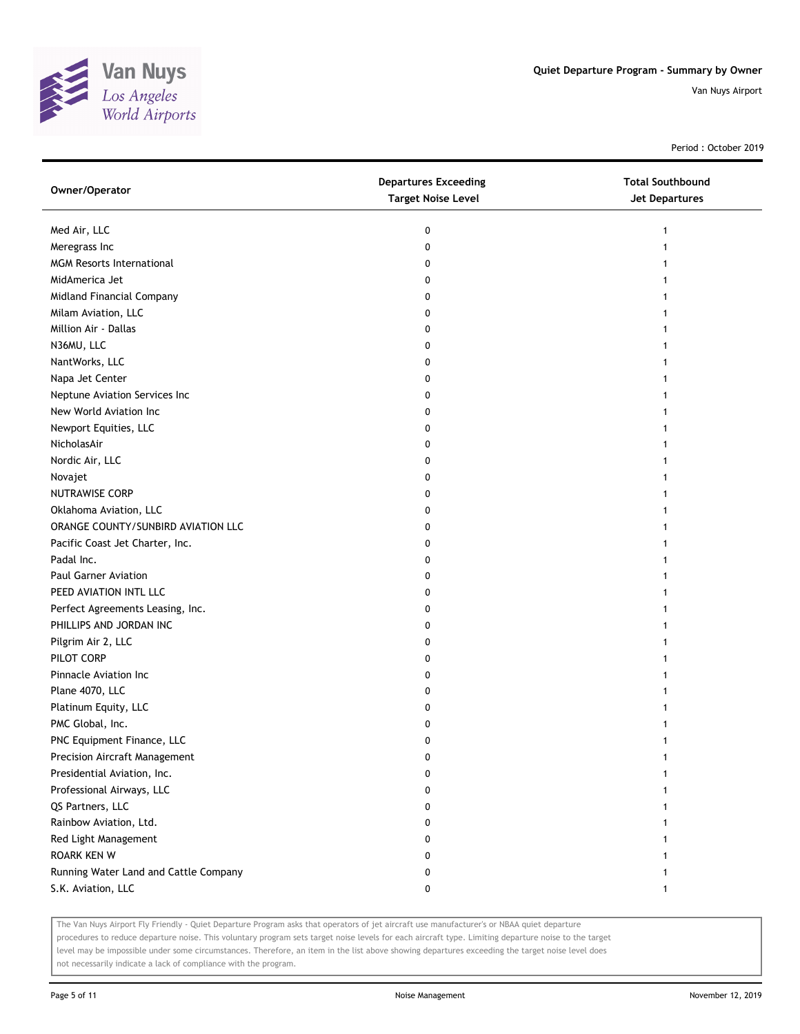Quiet Departure Program - Summary by Owner

Van Nuys Airport

Period : October 2019

| Owner/Operator | Departures Exceeding Target Noise Level | Total Southbound Jet Departures |
|---|---|---|
| Med Air, LLC | 0 | 1 |
| Meregrass Inc | 0 | 1 |
| MGM Resorts International | 0 | 1 |
| MidAmerica Jet | 0 | 1 |
| Midland Financial Company | 0 | 1 |
| Milam Aviation, LLC | 0 | 1 |
| Million Air - Dallas | 0 | 1 |
| N36MU, LLC | 0 | 1 |
| NantWorks, LLC | 0 | 1 |
| Napa Jet Center | 0 | 1 |
| Neptune Aviation Services Inc | 0 | 1 |
| New World Aviation Inc | 0 | 1 |
| Newport Equities, LLC | 0 | 1 |
| NicholasAir | 0 | 1 |
| Nordic Air, LLC | 0 | 1 |
| Novajet | 0 | 1 |
| NUTRAWISE CORP | 0 | 1 |
| Oklahoma Aviation, LLC | 0 | 1 |
| ORANGE COUNTY/SUNBIRD AVIATION LLC | 0 | 1 |
| Pacific Coast Jet Charter, Inc. | 0 | 1 |
| Padal Inc. | 0 | 1 |
| Paul Garner Aviation | 0 | 1 |
| PEED AVIATION INTL LLC | 0 | 1 |
| Perfect Agreements Leasing, Inc. | 0 | 1 |
| PHILLIPS AND JORDAN INC | 0 | 1 |
| Pilgrim Air 2, LLC | 0 | 1 |
| PILOT CORP | 0 | 1 |
| Pinnacle Aviation Inc | 0 | 1 |
| Plane 4070, LLC | 0 | 1 |
| Platinum Equity, LLC | 0 | 1 |
| PMC Global, Inc. | 0 | 1 |
| PNC Equipment Finance, LLC | 0 | 1 |
| Precision Aircraft Management | 0 | 1 |
| Presidential Aviation, Inc. | 0 | 1 |
| Professional Airways, LLC | 0 | 1 |
| QS Partners, LLC | 0 | 1 |
| Rainbow Aviation, Ltd. | 0 | 1 |
| Red Light Management | 0 | 1 |
| ROARK KEN W | 0 | 1 |
| Running Water Land and Cattle Company | 0 | 1 |
| S.K. Aviation, LLC | 0 | 1 |

The Van Nuys Airport Fly Friendly - Quiet Departure Program asks that operators of jet aircraft use manufacturer's or NBAA quiet departure procedures to reduce departure noise. This voluntary program sets target noise levels for each aircraft type. Limiting departure noise to the target level may be impossible under some circumstances. Therefore, an item in the list above showing departures exceeding the target noise level does not necessarily indicate a lack of compliance with the program.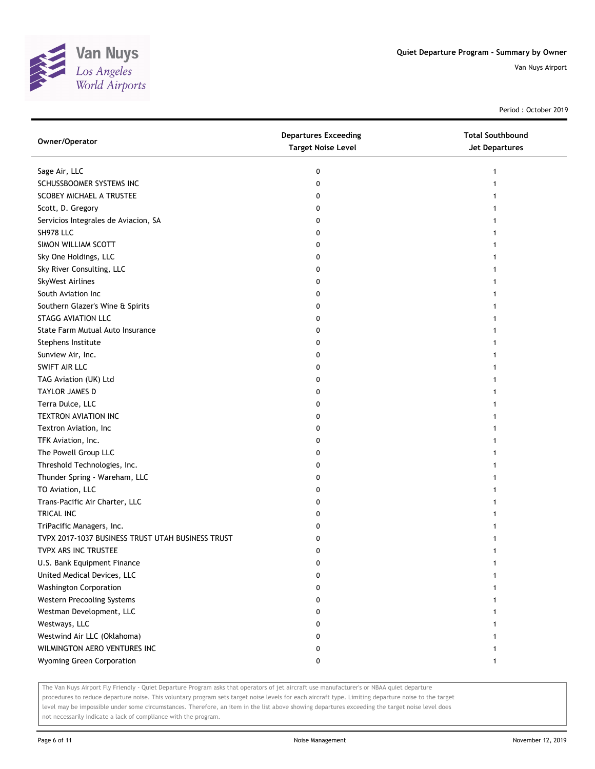# Quiet Departure Program - Summary by Owner

Van Nuys Airport

Period : October 2019

| Owner/Operator | Departures Exceeding Target Noise Level | Total Southbound Jet Departures |
|---|---|---|
| Sage Air, LLC | 0 | 1 |
| SCHUSSBOOMER SYSTEMS INC | 0 | 1 |
| SCOBEY MICHAEL A TRUSTEE | 0 | 1 |
| Scott, D. Gregory | 0 | 1 |
| Servicios Integrales de Aviacion, SA | 0 | 1 |
| SH978 LLC | 0 | 1 |
| SIMON WILLIAM SCOTT | 0 | 1 |
| Sky One Holdings, LLC | 0 | 1 |
| Sky River Consulting, LLC | 0 | 1 |
| SkyWest Airlines | 0 | 1 |
| South Aviation Inc | 0 | 1 |
| Southern Glazer's Wine & Spirits | 0 | 1 |
| STAGG AVIATION LLC | 0 | 1 |
| State Farm Mutual Auto Insurance | 0 | 1 |
| Stephens Institute | 0 | 1 |
| Sunview Air, Inc. | 0 | 1 |
| SWIFT AIR LLC | 0 | 1 |
| TAG Aviation (UK) Ltd | 0 | 1 |
| TAYLOR JAMES D | 0 | 1 |
| Terra Dulce, LLC | 0 | 1 |
| TEXTRON AVIATION INC | 0 | 1 |
| Textron Aviation, Inc | 0 | 1 |
| TFK Aviation, Inc. | 0 | 1 |
| The Powell Group LLC | 0 | 1 |
| Threshold Technologies, Inc. | 0 | 1 |
| Thunder Spring - Wareham, LLC | 0 | 1 |
| TO Aviation, LLC | 0 | 1 |
| Trans-Pacific Air Charter, LLC | 0 | 1 |
| TRICAL INC | 0 | 1 |
| TriPacific Managers, Inc. | 0 | 1 |
| TVPX 2017-1037 BUSINESS TRUST UTAH BUSINESS TRUST | 0 | 1 |
| TVPX ARS INC TRUSTEE | 0 | 1 |
| U.S. Bank Equipment Finance | 0 | 1 |
| United Medical Devices, LLC | 0 | 1 |
| Washington Corporation | 0 | 1 |
| Western Precooling Systems | 0 | 1 |
| Westman Development, LLC | 0 | 1 |
| Westways, LLC | 0 | 1 |
| Westwind Air LLC (Oklahoma) | 0 | 1 |
| WILMINGTON AERO VENTURES INC | 0 | 1 |
| Wyoming Green Corporation | 0 | 1 |

The Van Nuys Airport Fly Friendly - Quiet Departure Program asks that operators of jet aircraft use manufacturer's or NBAA quiet departure procedures to reduce departure noise. This voluntary program sets target noise levels for each aircraft type. Limiting departure noise to the target level may be impossible under some circumstances. Therefore, an item in the list above showing departures exceeding the target noise level does not necessarily indicate a lack of compliance with the program.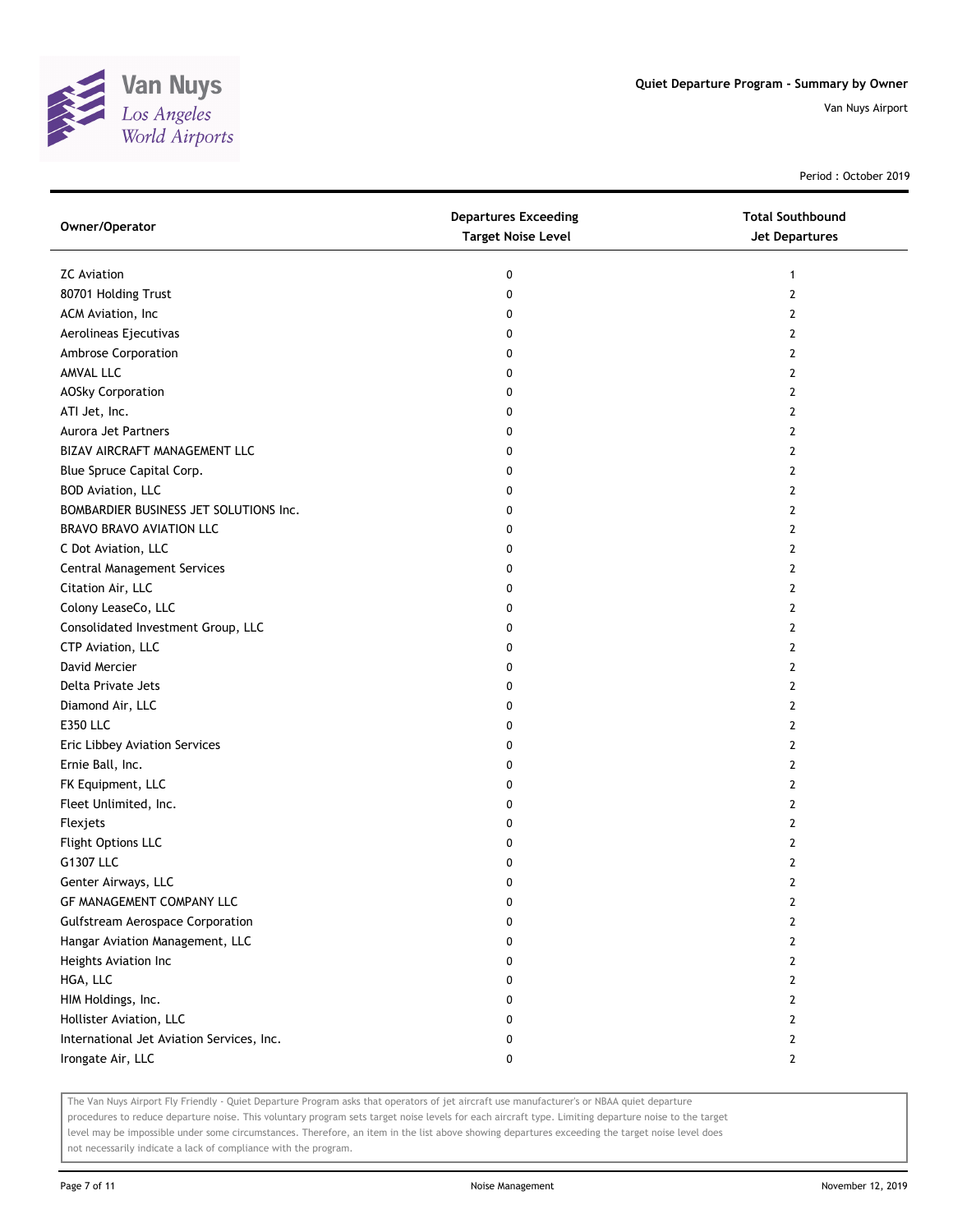# Quiet Departure Program - Summary by Owner

Van Nuys Airport

Period : October 2019

| Owner/Operator | Departures Exceeding Target Noise Level | Total Southbound Jet Departures |
|---|---|---|
| ZC Aviation | 0 | 1 |
| 80701 Holding Trust | 0 | 2 |
| ACM Aviation, Inc | 0 | 2 |
| Aerolineas Ejecutivas | 0 | 2 |
| Ambrose Corporation | 0 | 2 |
| AMVAL LLC | 0 | 2 |
| AOSky Corporation | 0 | 2 |
| ATI Jet, Inc. | 0 | 2 |
| Aurora Jet Partners | 0 | 2 |
| BIZAV AIRCRAFT MANAGEMENT LLC | 0 | 2 |
| Blue Spruce Capital Corp. | 0 | 2 |
| BOD Aviation, LLC | 0 | 2 |
| BOMBARDIER BUSINESS JET SOLUTIONS Inc. | 0 | 2 |
| BRAVO BRAVO AVIATION LLC | 0 | 2 |
| C Dot Aviation, LLC | 0 | 2 |
| Central Management Services | 0 | 2 |
| Citation Air, LLC | 0 | 2 |
| Colony LeaseCo, LLC | 0 | 2 |
| Consolidated Investment Group, LLC | 0 | 2 |
| CTP Aviation, LLC | 0 | 2 |
| David Mercier | 0 | 2 |
| Delta Private Jets | 0 | 2 |
| Diamond Air, LLC | 0 | 2 |
| E350 LLC | 0 | 2 |
| Eric Libbey Aviation Services | 0 | 2 |
| Ernie Ball, Inc. | 0 | 2 |
| FK Equipment, LLC | 0 | 2 |
| Fleet Unlimited, Inc. | 0 | 2 |
| Flexjets | 0 | 2 |
| Flight Options LLC | 0 | 2 |
| G1307 LLC | 0 | 2 |
| Genter Airways, LLC | 0 | 2 |
| GF MANAGEMENT COMPANY LLC | 0 | 2 |
| Gulfstream Aerospace Corporation | 0 | 2 |
| Hangar Aviation Management, LLC | 0 | 2 |
| Heights Aviation Inc | 0 | 2 |
| HGA, LLC | 0 | 2 |
| HIM Holdings, Inc. | 0 | 2 |
| Hollister Aviation, LLC | 0 | 2 |
| International Jet Aviation Services, Inc. | 0 | 2 |
| Irongate Air, LLC | 0 | 2 |

The Van Nuys Airport Fly Friendly - Quiet Departure Program asks that operators of jet aircraft use manufacturer's or NBAA quiet departure procedures to reduce departure noise. This voluntary program sets target noise levels for each aircraft type. Limiting departure noise to the target level may be impossible under some circumstances. Therefore, an item in the list above showing departures exceeding the target noise level does not necessarily indicate a lack of compliance with the program.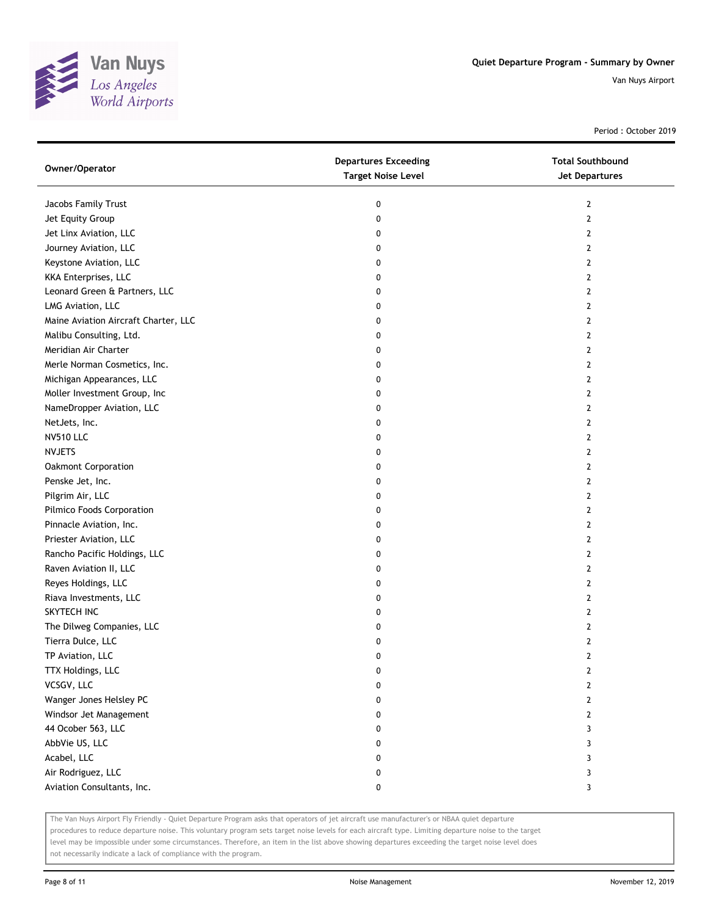**Quiet Departure Program - Summary by Owner**

Van Nuys Airport

Period : October 2019

| Owner/Operator | Departures Exceeding Target Noise Level | Total Southbound Jet Departures |
|---|---|---|
| Jacobs Family Trust | 0 | 2 |
| Jet Equity Group | 0 | 2 |
| Jet Linx Aviation, LLC | 0 | 2 |
| Journey Aviation, LLC | 0 | 2 |
| Keystone Aviation, LLC | 0 | 2 |
| KKA Enterprises, LLC | 0 | 2 |
| Leonard Green & Partners, LLC | 0 | 2 |
| LMG Aviation, LLC | 0 | 2 |
| Maine Aviation Aircraft Charter, LLC | 0 | 2 |
| Malibu Consulting, Ltd. | 0 | 2 |
| Meridian Air Charter | 0 | 2 |
| Merle Norman Cosmetics, Inc. | 0 | 2 |
| Michigan Appearances, LLC | 0 | 2 |
| Moller Investment Group, Inc | 0 | 2 |
| NameDropper Aviation, LLC | 0 | 2 |
| NetJets, Inc. | 0 | 2 |
| NV510 LLC | 0 | 2 |
| NVJETS | 0 | 2 |
| Oakmont Corporation | 0 | 2 |
| Penske Jet, Inc. | 0 | 2 |
| Pilgrim Air, LLC | 0 | 2 |
| Pilmico Foods Corporation | 0 | 2 |
| Pinnacle Aviation, Inc. | 0 | 2 |
| Priester Aviation, LLC | 0 | 2 |
| Rancho Pacific Holdings, LLC | 0 | 2 |
| Raven Aviation II, LLC | 0 | 2 |
| Reyes Holdings, LLC | 0 | 2 |
| Riava Investments, LLC | 0 | 2 |
| SKYTECH INC | 0 | 2 |
| The Dilweg Companies, LLC | 0 | 2 |
| Tierra Dulce, LLC | 0 | 2 |
| TP Aviation, LLC | 0 | 2 |
| TTX Holdings, LLC | 0 | 2 |
| VCSGV, LLC | 0 | 2 |
| Wanger Jones Helsley PC | 0 | 2 |
| Windsor Jet Management | 0 | 2 |
| 44 Ocober 563, LLC | 0 | 3 |
| AbbVie US, LLC | 0 | 3 |
| Acabel, LLC | 0 | 3 |
| Air Rodriguez, LLC | 0 | 3 |
| Aviation Consultants, Inc. | 0 | 3 |

The Van Nuys Airport Fly Friendly - Quiet Departure Program asks that operators of jet aircraft use manufacturer's or NBAA quiet departure procedures to reduce departure noise. This voluntary program sets target noise levels for each aircraft type. Limiting departure noise to the target level may be impossible under some circumstances. Therefore, an item in the list above showing departures exceeding the target noise level does not necessarily indicate a lack of compliance with the program.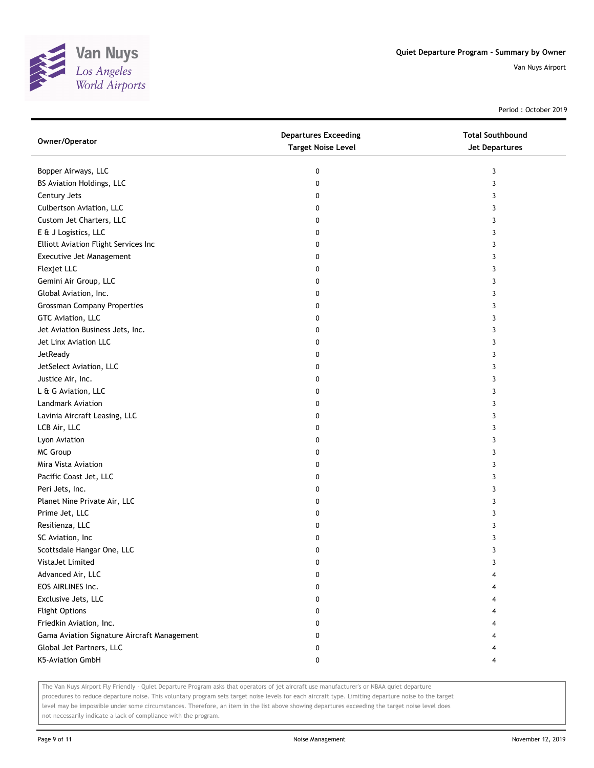# Quiet Departure Program - Summary by Owner

Van Nuys Airport

Period : October 2019

| Owner/Operator | Departures Exceeding Target Noise Level | Total Southbound Jet Departures |
|---|---|---|
| Bopper Airways, LLC | 0 | 3 |
| BS Aviation Holdings, LLC | 0 | 3 |
| Century Jets | 0 | 3 |
| Culbertson Aviation, LLC | 0 | 3 |
| Custom Jet Charters, LLC | 0 | 3 |
| E & J Logistics, LLC | 0 | 3 |
| Elliott Aviation Flight Services Inc | 0 | 3 |
| Executive Jet Management | 0 | 3 |
| Flexjet LLC | 0 | 3 |
| Gemini Air Group, LLC | 0 | 3 |
| Global Aviation, Inc. | 0 | 3 |
| Grossman Company Properties | 0 | 3 |
| GTC Aviation, LLC | 0 | 3 |
| Jet Aviation Business Jets, Inc. | 0 | 3 |
| Jet Linx Aviation LLC | 0 | 3 |
| JetReady | 0 | 3 |
| JetSelect Aviation, LLC | 0 | 3 |
| Justice Air, Inc. | 0 | 3 |
| L & G Aviation, LLC | 0 | 3 |
| Landmark Aviation | 0 | 3 |
| Lavinia Aircraft Leasing, LLC | 0 | 3 |
| LCB Air, LLC | 0 | 3 |
| Lyon Aviation | 0 | 3 |
| MC Group | 0 | 3 |
| Mira Vista Aviation | 0 | 3 |
| Pacific Coast Jet, LLC | 0 | 3 |
| Peri Jets, Inc. | 0 | 3 |
| Planet Nine Private Air, LLC | 0 | 3 |
| Prime Jet, LLC | 0 | 3 |
| Resilienza, LLC | 0 | 3 |
| SC Aviation, Inc | 0 | 3 |
| Scottsdale Hangar One, LLC | 0 | 3 |
| VistaJet Limited | 0 | 3 |
| Advanced Air, LLC | 0 | 4 |
| EOS AIRLINES Inc. | 0 | 4 |
| Exclusive Jets, LLC | 0 | 4 |
| Flight Options | 0 | 4 |
| Friedkin Aviation, Inc. | 0 | 4 |
| Gama Aviation Signature Aircraft Management | 0 | 4 |
| Global Jet Partners, LLC | 0 | 4 |
| K5-Aviation GmbH | 0 | 4 |

The Van Nuys Airport Fly Friendly - Quiet Departure Program asks that operators of jet aircraft use manufacturer's or NBAA quiet departure procedures to reduce departure noise. This voluntary program sets target noise levels for each aircraft type. Limiting departure noise to the target level may be impossible under some circumstances. Therefore, an item in the list above showing departures exceeding the target noise level does not necessarily indicate a lack of compliance with the program.

Noise Management

November 12, 2019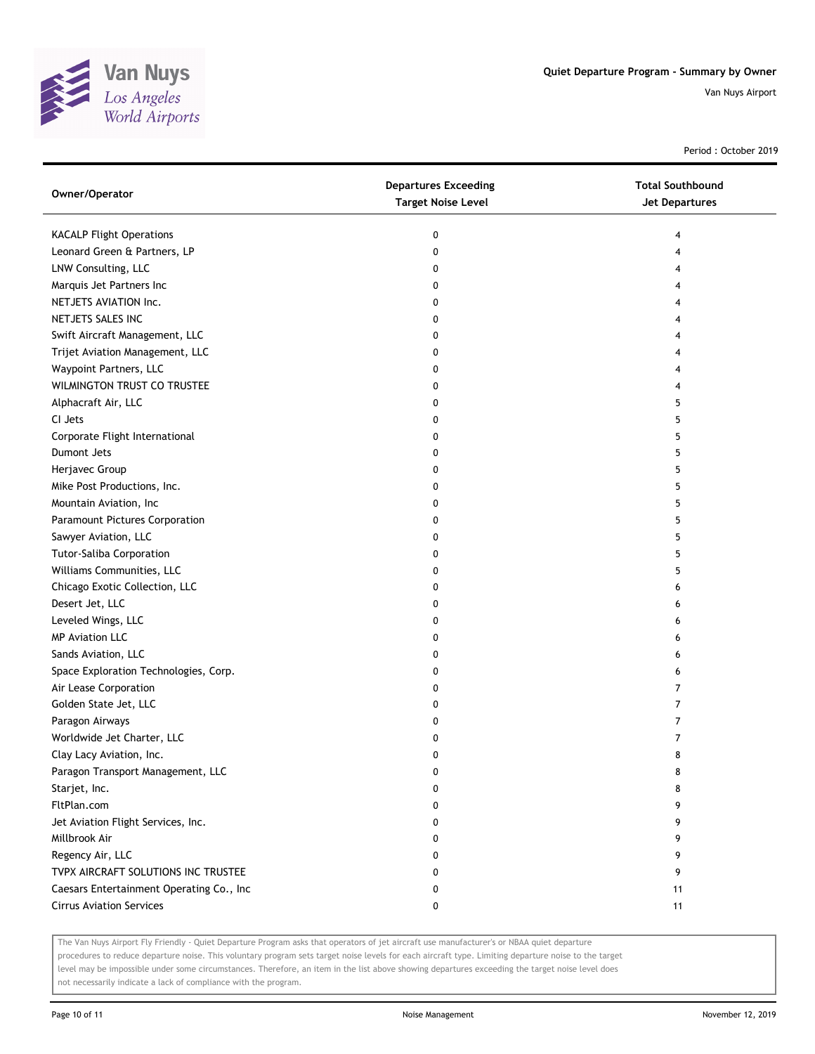# Quiet Departure Program - Summary by Owner

Van Nuys Airport

Period : October 2019

| Owner/Operator | Departures Exceeding Target Noise Level | Total Southbound Jet Departures |
|---|---|---|
| KACALP Flight Operations | 0 | 4 |
| Leonard Green & Partners, LP | 0 | 4 |
| LNW Consulting, LLC | 0 | 4 |
| Marquis Jet Partners Inc | 0 | 4 |
| NETJETS AVIATION Inc. | 0 | 4 |
| NETJETS SALES INC | 0 | 4 |
| Swift Aircraft Management, LLC | 0 | 4 |
| Trijet Aviation Management, LLC | 0 | 4 |
| Waypoint Partners, LLC | 0 | 4 |
| WILMINGTON TRUST CO TRUSTEE | 0 | 4 |
| Alphacraft Air, LLC | 0 | 5 |
| CI Jets | 0 | 5 |
| Corporate Flight International | 0 | 5 |
| Dumont Jets | 0 | 5 |
| Herjavec Group | 0 | 5 |
| Mike Post Productions, Inc. | 0 | 5 |
| Mountain Aviation, Inc | 0 | 5 |
| Paramount Pictures Corporation | 0 | 5 |
| Sawyer Aviation, LLC | 0 | 5 |
| Tutor-Saliba Corporation | 0 | 5 |
| Williams Communities, LLC | 0 | 5 |
| Chicago Exotic Collection, LLC | 0 | 6 |
| Desert Jet, LLC | 0 | 6 |
| Leveled Wings, LLC | 0 | 6 |
| MP Aviation LLC | 0 | 6 |
| Sands Aviation, LLC | 0 | 6 |
| Space Exploration Technologies, Corp. | 0 | 6 |
| Air Lease Corporation | 0 | 7 |
| Golden State Jet, LLC | 0 | 7 |
| Paragon Airways | 0 | 7 |
| Worldwide Jet Charter, LLC | 0 | 7 |
| Clay Lacy Aviation, Inc. | 0 | 8 |
| Paragon Transport Management, LLC | 0 | 8 |
| Starjet, Inc. | 0 | 8 |
| FltPlan.com | 0 | 9 |
| Jet Aviation Flight Services, Inc. | 0 | 9 |
| Millbrook Air | 0 | 9 |
| Regency Air, LLC | 0 | 9 |
| TVPX AIRCRAFT SOLUTIONS INC TRUSTEE | 0 | 9 |
| Caesars Entertainment Operating Co., Inc | 0 | 11 |
| Cirrus Aviation Services | 0 | 11 |

The Van Nuys Airport Fly Friendly - Quiet Departure Program asks that operators of jet aircraft use manufacturer's or NBAA quiet departure procedures to reduce departure noise. This voluntary program sets target noise levels for each aircraft type. Limiting departure noise to the target level may be impossible under some circumstances. Therefore, an item in the list above showing departures exceeding the target noise level does not necessarily indicate a lack of compliance with the program.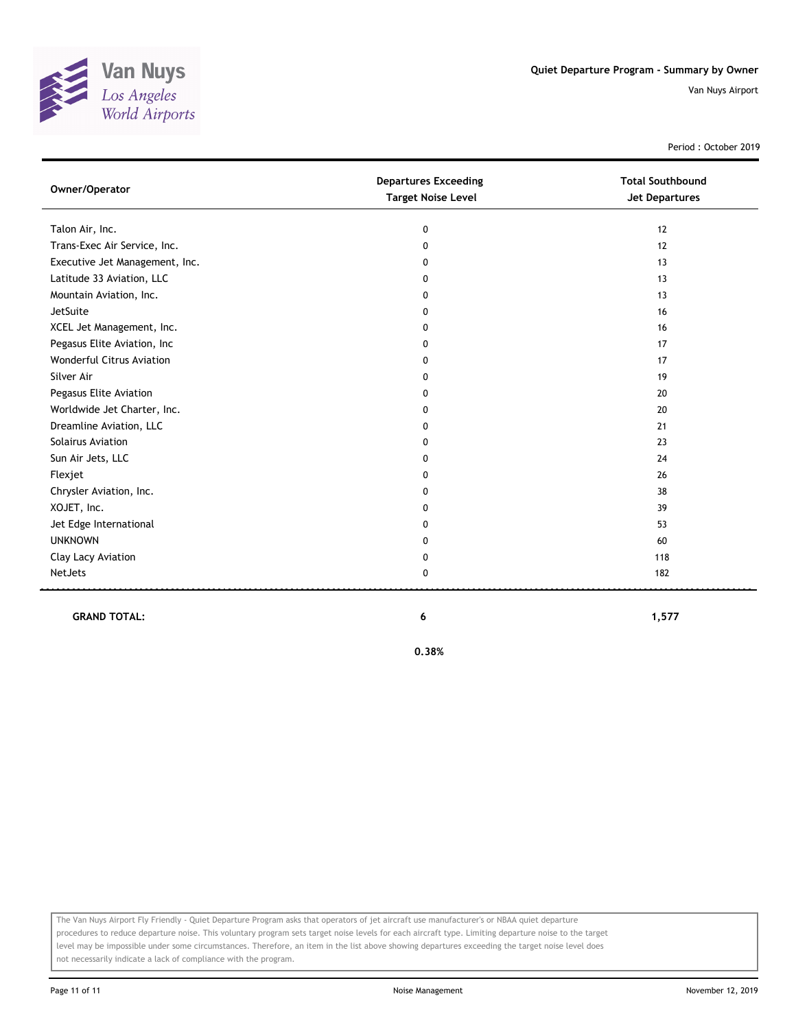# Quiet Departure Program - Summary by Owner

Van Nuys Airport

Period : October 2019

| Owner/Operator | Departures Exceeding Target Noise Level | Total Southbound Jet Departures |
|---|---|---|
| Talon Air, Inc. | 0 | 12 |
| Trans-Exec Air Service, Inc. | 0 | 12 |
| Executive Jet Management, Inc. | 0 | 13 |
| Latitude 33 Aviation, LLC | 0 | 13 |
| Mountain Aviation, Inc. | 0 | 13 |
| JetSuite | 0 | 16 |
| XCEL Jet Management, Inc. | 0 | 16 |
| Pegasus Elite Aviation, Inc | 0 | 17 |
| Wonderful Citrus Aviation | 0 | 17 |
| Silver Air | 0 | 19 |
| Pegasus Elite Aviation | 0 | 20 |
| Worldwide Jet Charter, Inc. | 0 | 20 |
| Dreamline Aviation, LLC | 0 | 21 |
| Solairus Aviation | 0 | 23 |
| Sun Air Jets, LLC | 0 | 24 |
| Flexjet | 0 | 26 |
| Chrysler Aviation, Inc. | 0 | 38 |
| XOJET, Inc. | 0 | 39 |
| Jet Edge International | 0 | 53 |
| UNKNOWN | 0 | 60 |
| Clay Lacy Aviation | 0 | 118 |
| NetJets | 0 | 182 |
| **GRAND TOTAL:** | **6** | **1,577** |
| | **0.38%** | |

The Van Nuys Airport Fly Friendly - Quiet Departure Program asks that operators of jet aircraft use manufacturer's or NBAA quiet departure procedures to reduce departure noise. This voluntary program sets target noise levels for each aircraft type. Limiting departure noise to the target level may be impossible under some circumstances. Therefore, an item in the list above showing departures exceeding the target noise level does not necessarily indicate a lack of compliance with the program.